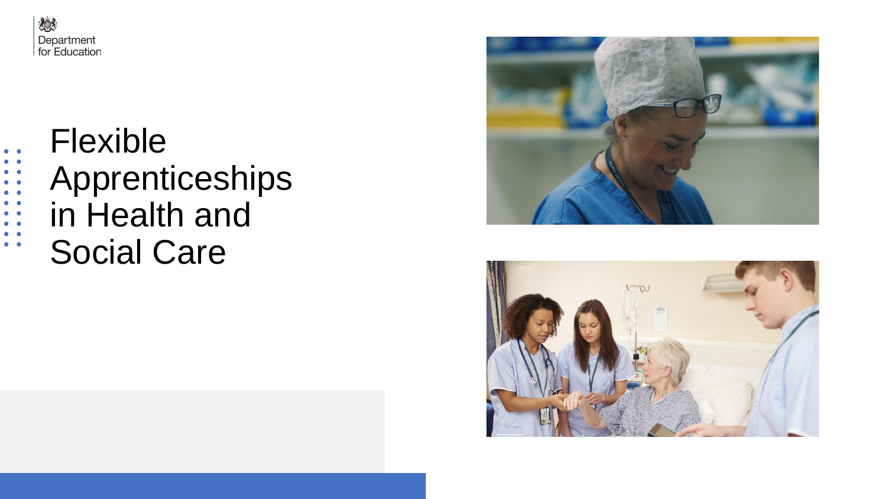Department for Education

# Flexible Apprenticeships in Health and Social Care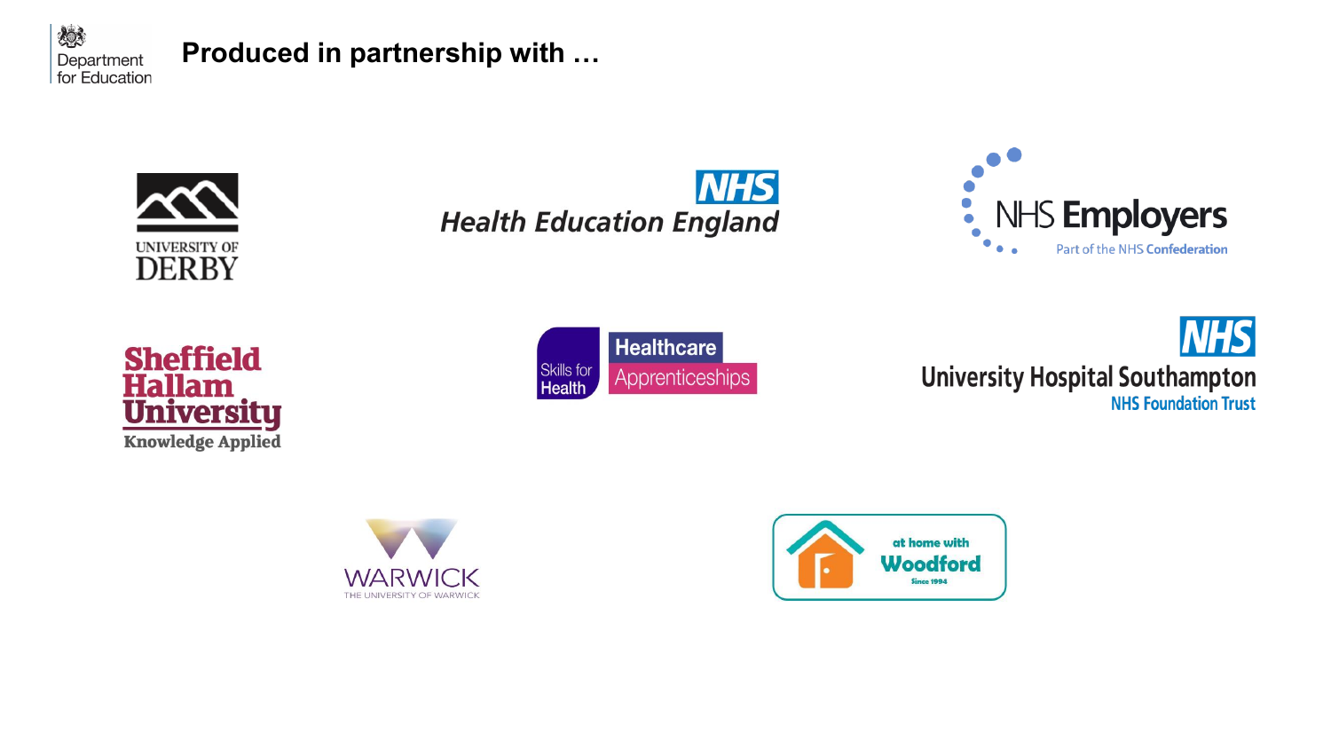Department for Education

# Produced in partnership with …

University of Derby

NHS Health Education England

NHS Employers
Part of the NHS Confederation

Sheffield Hallam University
Knowledge Applied

Skills for Health
Healthcare Apprenticeships

NHS
University Hospital Southampton
NHS Foundation Trust

Warwick
The University of Warwick

at home with Woodford
Since 1994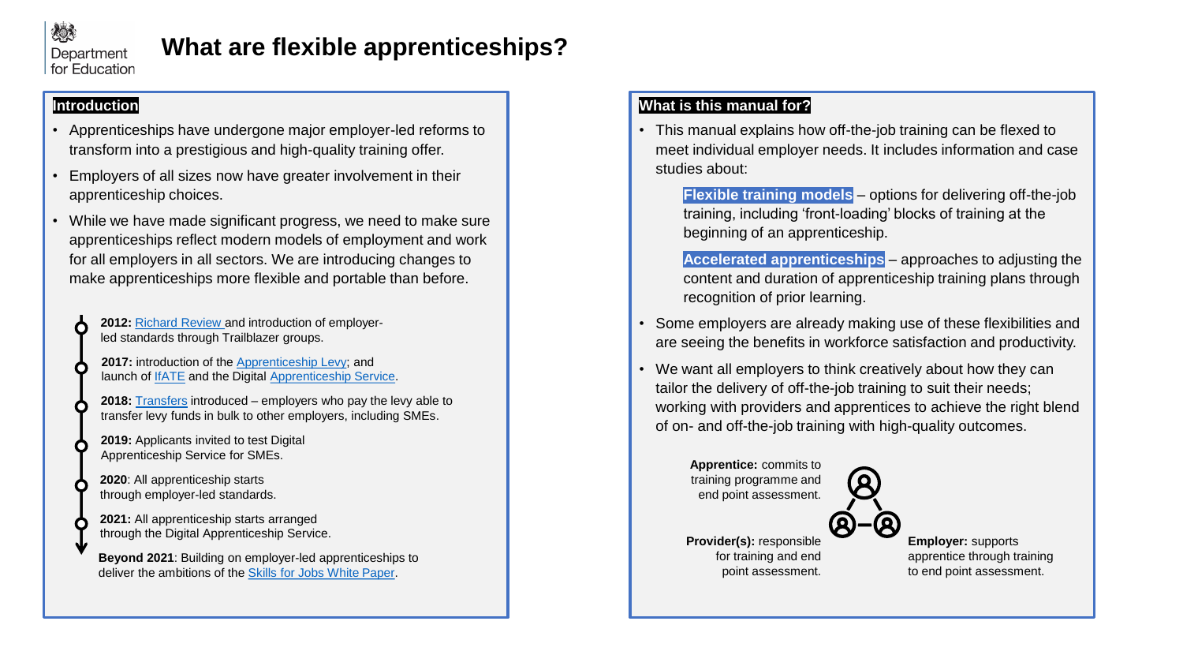# What are flexible apprenticeships?

## Introduction

- Apprenticeships have undergone major employer-led reforms to transform into a prestigious and high-quality training offer.
- Employers of all sizes now have greater involvement in their apprenticeship choices.
- While we have made significant progress, we need to make sure apprenticeships reflect modern models of employment and work for all employers in all sectors. We are introducing changes to make apprenticeships more flexible and portable than before.

**2012:** Richard Review and introduction of employer-led standards through Trailblazer groups.

**2017:** introduction of the Apprenticeship Levy; and launch of IfATE and the Digital Apprenticeship Service.

**2018:** Transfers introduced – employers who pay the levy able to transfer levy funds in bulk to other employers, including SMEs.

**2019:** Applicants invited to test Digital Apprenticeship Service for SMEs.

**2020**: All apprenticeship starts through employer-led standards.

**2021:** All apprenticeship starts arranged through the Digital Apprenticeship Service.

**Beyond 2021**: Building on employer-led apprenticeships to deliver the ambitions of the Skills for Jobs White Paper.

## What is this manual for?

- This manual explains how off-the-job training can be flexed to meet individual employer needs. It includes information and case studies about:

  **Flexible training models** – options for delivering off-the-job training, including 'front-loading' blocks of training at the beginning of an apprenticeship.

  **Accelerated apprenticeships** – approaches to adjusting the content and duration of apprenticeship training plans through recognition of prior learning.

- Some employers are already making use of these flexibilities and are seeing the benefits in workforce satisfaction and productivity.
- We want all employers to think creatively about how they can tailor the delivery of off-the-job training to suit their needs; working with providers and apprentices to achieve the right blend of on- and off-the-job training with high-quality outcomes.

**Apprentice:** commits to training programme and end point assessment.

**Provider(s):** responsible for training and end point assessment.

**Employer:** supports apprentice through training to end point assessment.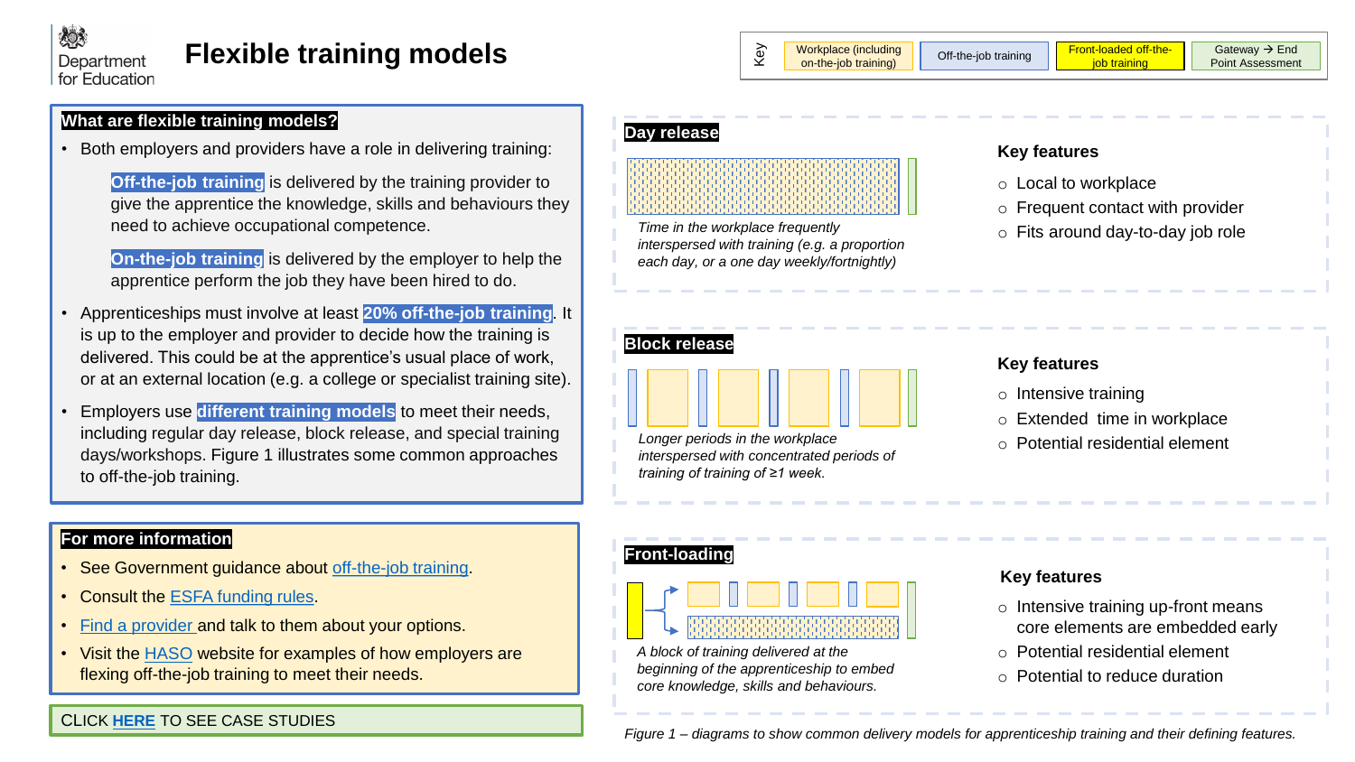# Flexible training models

Department for Education

**Key:** Workplace (including on-the-job training) | Off-the-job training | Front-loaded off-the-job training | Gateway → End Point Assessment

## What are flexible training models?

- Both employers and providers have a role in delivering training:

  **Off-the-job training** is delivered by the training provider to give the apprentice the knowledge, skills and behaviours they need to achieve occupational competence.

  **On-the-job training** is delivered by the employer to help the apprentice perform the job they have been hired to do.

- Apprenticeships must involve at least **20% off-the-job training**. It is up to the employer and provider to decide how the training is delivered. This could be at the apprentice's usual place of work, or at an external location (e.g. a college or specialist training site).
- Employers use **different training models** to meet their needs, including regular day release, block release, and special training days/workshops. Figure 1 illustrates some common approaches to off-the-job training.

## For more information

- See Government guidance about off-the-job training.
- Consult the ESFA funding rules.
- Find a provider and talk to them about your options.
- Visit the HASO website for examples of how employers are flexing off-the-job training to meet their needs.

CLICK **HERE** TO SEE CASE STUDIES

## Day release

*Time in the workplace frequently interspersed with training (e.g. a proportion each day, or a one day weekly/fortnightly)*

**Key features**

- Local to workplace
- Frequent contact with provider
- Fits around day-to-day job role

## Block release

*Longer periods in the workplace interspersed with concentrated periods of training of training of ≥1 week.*

**Key features**

- Intensive training
- Extended time in workplace
- Potential residential element

## Front-loading

*A block of training delivered at the beginning of the apprenticeship to embed core knowledge, skills and behaviours.*

**Key features**

- Intensive training up-front means core elements are embedded early
- Potential residential element
- Potential to reduce duration

*Figure 1 – diagrams to show common delivery models for apprenticeship training and their defining features.*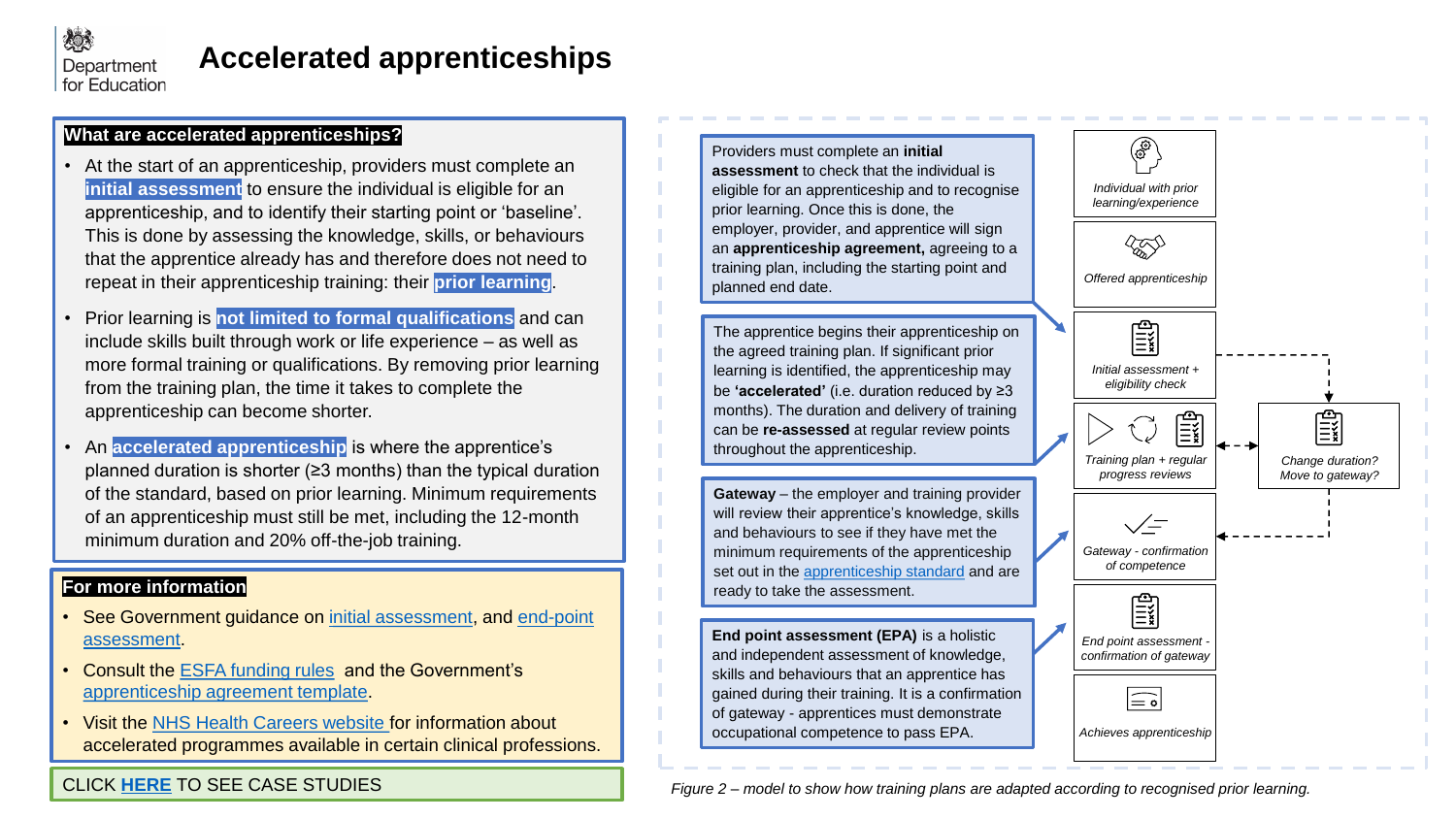# Accelerated apprenticeships

## What are accelerated apprenticeships?

- At the start of an apprenticeship, providers must complete an **initial assessment** to ensure the individual is eligible for an apprenticeship, and to identify their starting point or 'baseline'. This is done by assessing the knowledge, skills, or behaviours that the apprentice already has and therefore does not need to repeat in their apprenticeship training: their **prior learning**.
- Prior learning is **not limited to formal qualifications** and can include skills built through work or life experience – as well as more formal training or qualifications. By removing prior learning from the training plan, the time it takes to complete the apprenticeship can become shorter.
- An **accelerated apprenticeship** is where the apprentice's planned duration is shorter (≥3 months) than the typical duration of the standard, based on prior learning. Minimum requirements of an apprenticeship must still be met, including the 12-month minimum duration and 20% off-the-job training.

## For more information

- See Government guidance on initial assessment, and end-point assessment.
- Consult the ESFA funding rules and the Government's apprenticeship agreement template.
- Visit the NHS Health Careers website for information about accelerated programmes available in certain clinical professions.

CLICK **HERE** TO SEE CASE STUDIES

Providers must complete an **initial assessment** to check that the individual is eligible for an apprenticeship and to recognise prior learning. Once this is done, the employer, provider, and apprentice will sign an **apprenticeship agreement,** agreeing to a training plan, including the starting point and planned end date.

The apprentice begins their apprenticeship on the agreed training plan. If significant prior learning is identified, the apprenticeship may be **'accelerated'** (i.e. duration reduced by ≥3 months). The duration and delivery of training can be **re-assessed** at regular review points throughout the apprenticeship.

**Gateway** – the employer and training provider will review their apprentice's knowledge, skills and behaviours to see if they have met the minimum requirements of the apprenticeship set out in the apprenticeship standard and are ready to take the assessment.

**End point assessment (EPA)** is a holistic and independent assessment of knowledge, skills and behaviours that an apprentice has gained during their training. It is a confirmation of gateway - apprentices must demonstrate occupational competence to pass EPA.

*Individual with prior learning/experience*

*Offered apprenticeship*

*Initial assessment + eligibility check*

*Training plan + regular progress reviews*

*Change duration? Move to gateway?*

*Gateway - confirmation of competence*

*End point assessment - confirmation of gateway*

*Achieves apprenticeship*

*Figure 2 – model to show how training plans are adapted according to recognised prior learning.*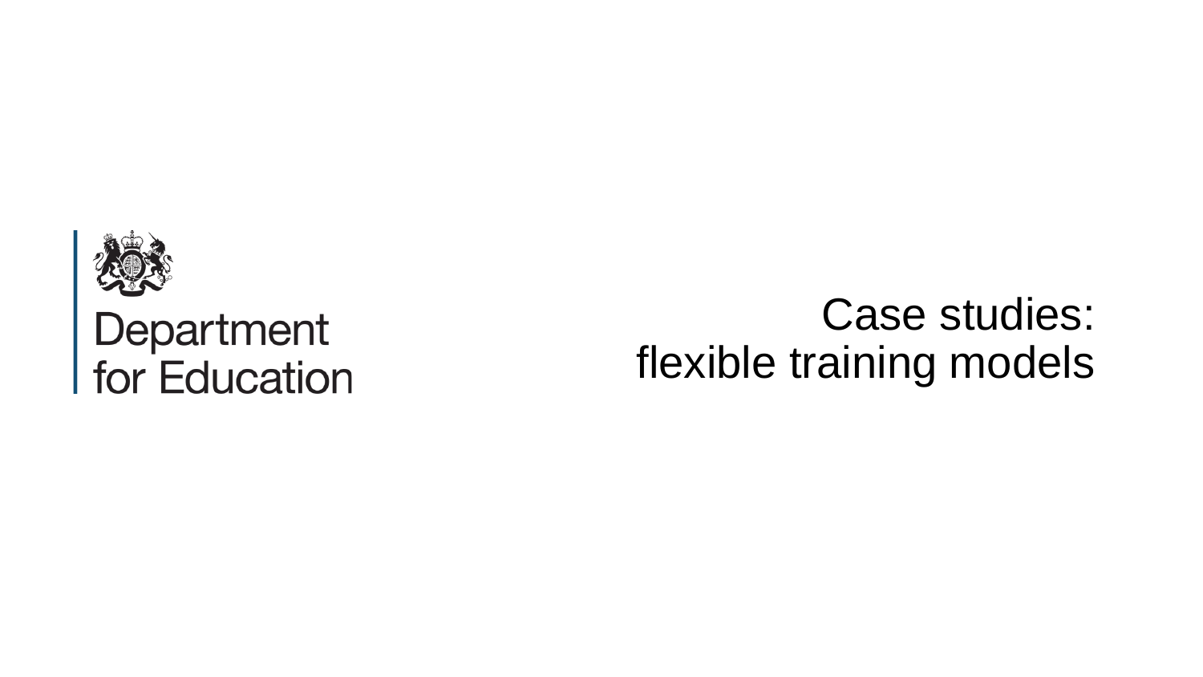Department for Education

# Case studies: flexible training models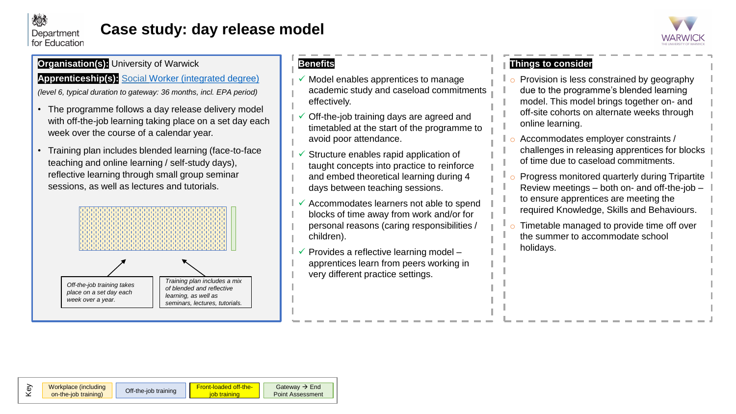# Case study: day release model

**Organisation(s):** University of Warwick

**Apprenticeship(s):** Social Worker (integrated degree)

*(level 6, typical duration to gateway: 36 months, incl. EPA period)*

- The programme follows a day release delivery model with off-the-job learning taking place on a set day each week over the course of a calendar year.
- Training plan includes blended learning (face-to-face teaching and online learning / self-study days), reflective learning through small group seminar sessions, as well as lectures and tutorials.

*Off-the-job training takes place on a set day each week over a year.*

*Training plan includes a mix of blended and reflective learning, as well as seminars, lectures, tutorials.*

## Benefits

- ✓ Model enables apprentices to manage academic study and caseload commitments effectively.
- ✓ Off-the-job training days are agreed and timetabled at the start of the programme to avoid poor attendance.
- ✓ Structure enables rapid application of taught concepts into practice to reinforce and embed theoretical learning during 4 days between teaching sessions.
- ✓ Accommodates learners not able to spend blocks of time away from work and/or for personal reasons (caring responsibilities / children).
- ✓ Provides a reflective learning model – apprentices learn from peers working in very different practice settings.

## Things to consider

- Provision is less constrained by geography due to the programme's blended learning model. This model brings together on- and off-site cohorts on alternate weeks through online learning.
- Accommodates employer constraints / challenges in releasing apprentices for blocks of time due to caseload commitments.
- Progress monitored quarterly during Tripartite Review meetings – both on- and off-the-job – to ensure apprentices are meeting the required Knowledge, Skills and Behaviours.
- Timetable managed to provide time off over the summer to accommodate school holidays.

**Key:** Workplace (including on-the-job training) | Off-the-job training | Front-loaded off-the-job training | Gateway → End Point Assessment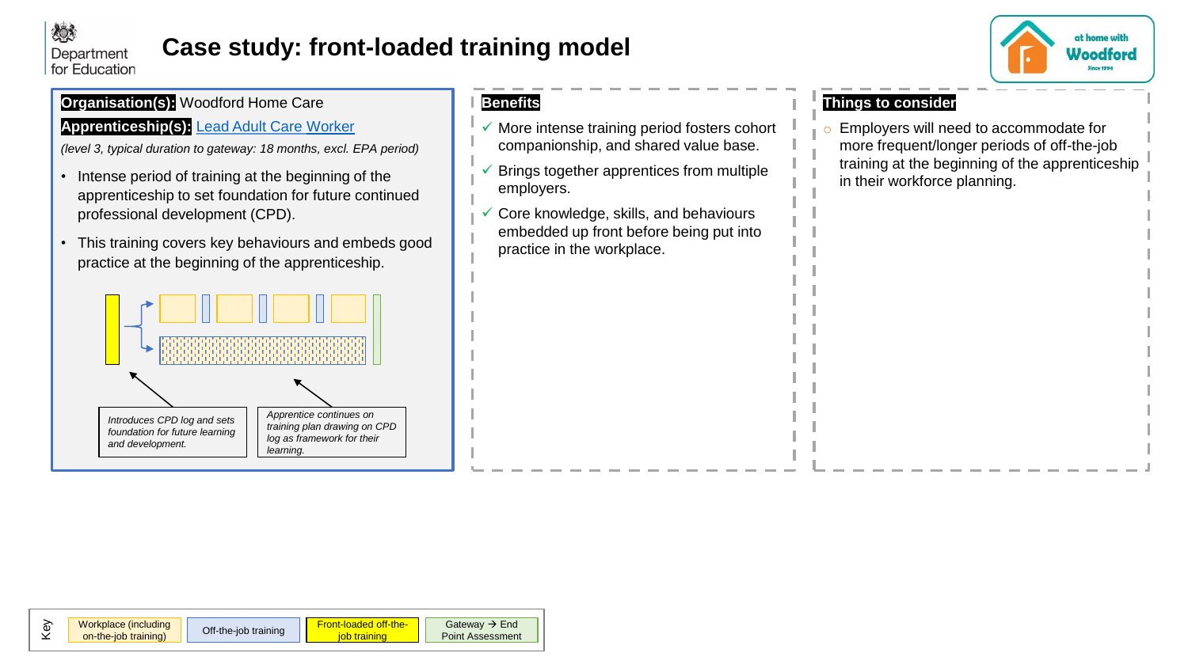# Case study: front-loaded training model

**Organisation(s):** Woodford Home Care

**Apprenticeship(s):** Lead Adult Care Worker

*(level 3, typical duration to gateway: 18 months, excl. EPA period)*

- Intense period of training at the beginning of the apprenticeship to set foundation for future continued professional development (CPD).
- This training covers key behaviours and embeds good practice at the beginning of the apprenticeship.

*Introduces CPD log and sets foundation for future learning and development.*

*Apprentice continues on training plan drawing on CPD log as framework for their learning.*

## Benefits

- ✓ More intense training period fosters cohort companionship, and shared value base.
- ✓ Brings together apprentices from multiple employers.
- ✓ Core knowledge, skills, and behaviours embedded up front before being put into practice in the workplace.

## Things to consider

- Employers will need to accommodate for more frequent/longer periods of off-the-job training at the beginning of the apprenticeship in their workforce planning.

Key: Workplace (including on-the-job training) | Off-the-job training | Front-loaded off-the-job training | Gateway → End Point Assessment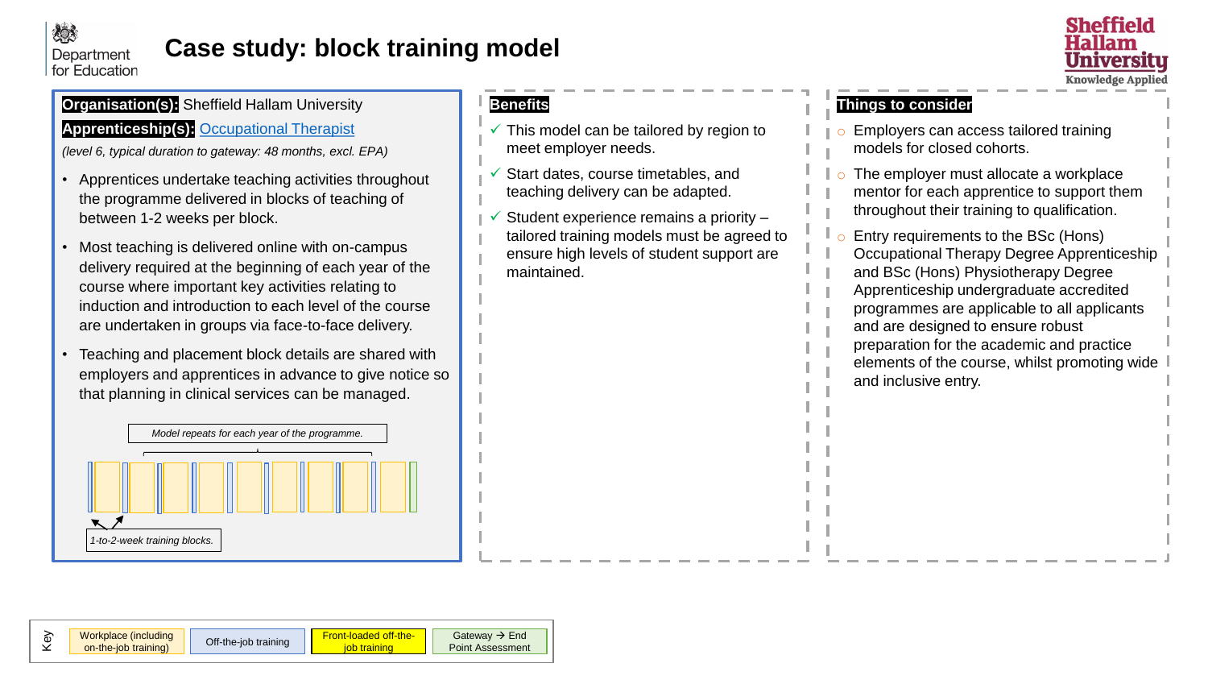# Case study: block training model

**Organisation(s):** Sheffield Hallam University

**Apprenticeship(s):** [Occupational Therapist]

*(level 6, typical duration to gateway: 48 months, excl. EPA)*

- Apprentices undertake teaching activities throughout the programme delivered in blocks of teaching of between 1-2 weeks per block.
- Most teaching is delivered online with on-campus delivery required at the beginning of each year of the course where important key activities relating to induction and introduction to each level of the course are undertaken in groups via face-to-face delivery.
- Teaching and placement block details are shared with employers and apprentices in advance to give notice so that planning in clinical services can be managed.

*Model repeats for each year of the programme.*

*1-to-2-week training blocks.*

## Benefits

- ✓ This model can be tailored by region to meet employer needs.
- ✓ Start dates, course timetables, and teaching delivery can be adapted.
- ✓ Student experience remains a priority – tailored training models must be agreed to ensure high levels of student support are maintained.

## Things to consider

- Employers can access tailored training models for closed cohorts.
- The employer must allocate a workplace mentor for each apprentice to support them throughout their training to qualification.
- Entry requirements to the BSc (Hons) Occupational Therapy Degree Apprenticeship and BSc (Hons) Physiotherapy Degree Apprenticeship undergraduate accredited programmes are applicable to all applicants and are designed to ensure robust preparation for the academic and practice elements of the course, whilst promoting wide and inclusive entry.

Key: Workplace (including on-the-job training) | Off-the-job training | Front-loaded off-the-job training | Gateway → End Point Assessment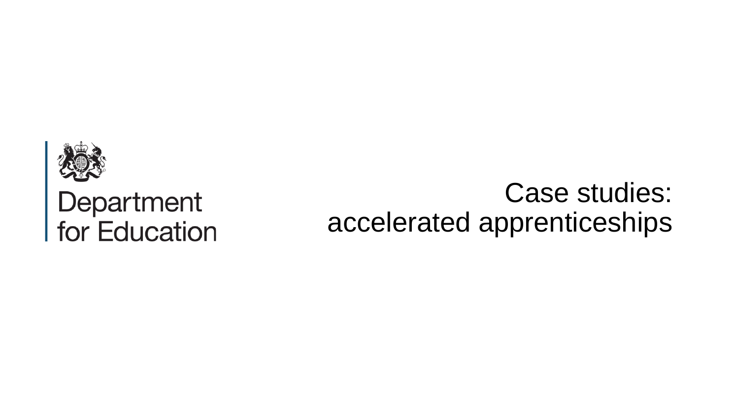Department for Education

# Case studies: accelerated apprenticeships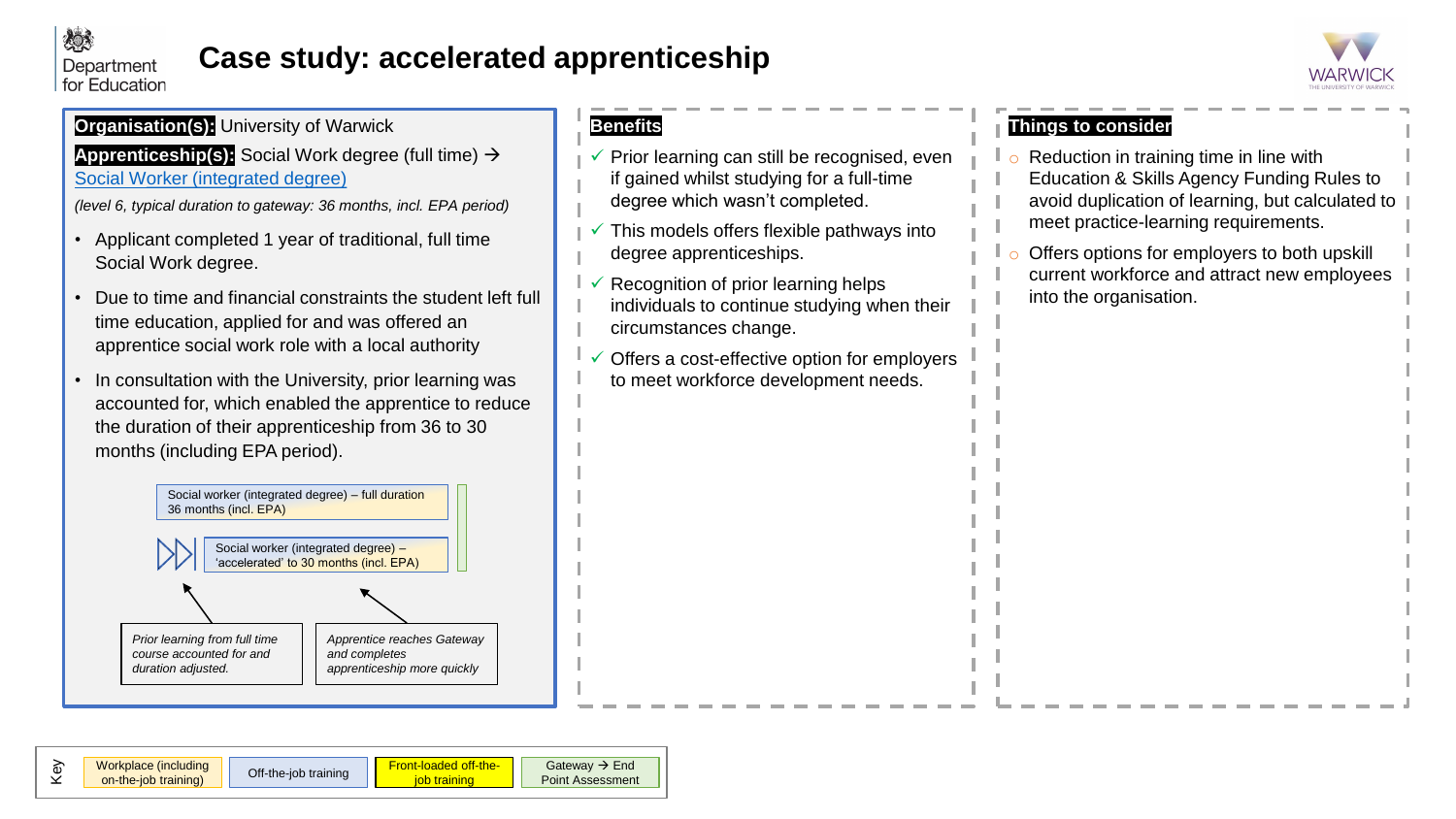# Case study: accelerated apprenticeship

**Organisation(s):** University of Warwick

**Apprenticeship(s):** Social Work degree (full time) → Social Worker (integrated degree)

*(level 6, typical duration to gateway: 36 months, incl. EPA period)*

- Applicant completed 1 year of traditional, full time Social Work degree.
- Due to time and financial constraints the student left full time education, applied for and was offered an apprentice social work role with a local authority
- In consultation with the University, prior learning was accounted for, which enabled the apprentice to reduce the duration of their apprenticeship from 36 to 30 months (including EPA period).

Social worker (integrated degree) – full duration 36 months (incl. EPA)

Social worker (integrated degree) – 'accelerated' to 30 months (incl. EPA)

*Prior learning from full time course accounted for and duration adjusted.*

*Apprentice reaches Gateway and completes apprenticeship more quickly*

## Benefits

- ✓ Prior learning can still be recognised, even if gained whilst studying for a full-time degree which wasn't completed.
- ✓ This models offers flexible pathways into degree apprenticeships.
- ✓ Recognition of prior learning helps individuals to continue studying when their circumstances change.
- ✓ Offers a cost-effective option for employers to meet workforce development needs.

## Things to consider

- Reduction in training time in line with Education & Skills Agency Funding Rules to avoid duplication of learning, but calculated to meet practice-learning requirements.
- Offers options for employers to both upskill current workforce and attract new employees into the organisation.

Key: Workplace (including on-the-job training) | Off-the-job training | Front-loaded off-the-job training | Gateway → End Point Assessment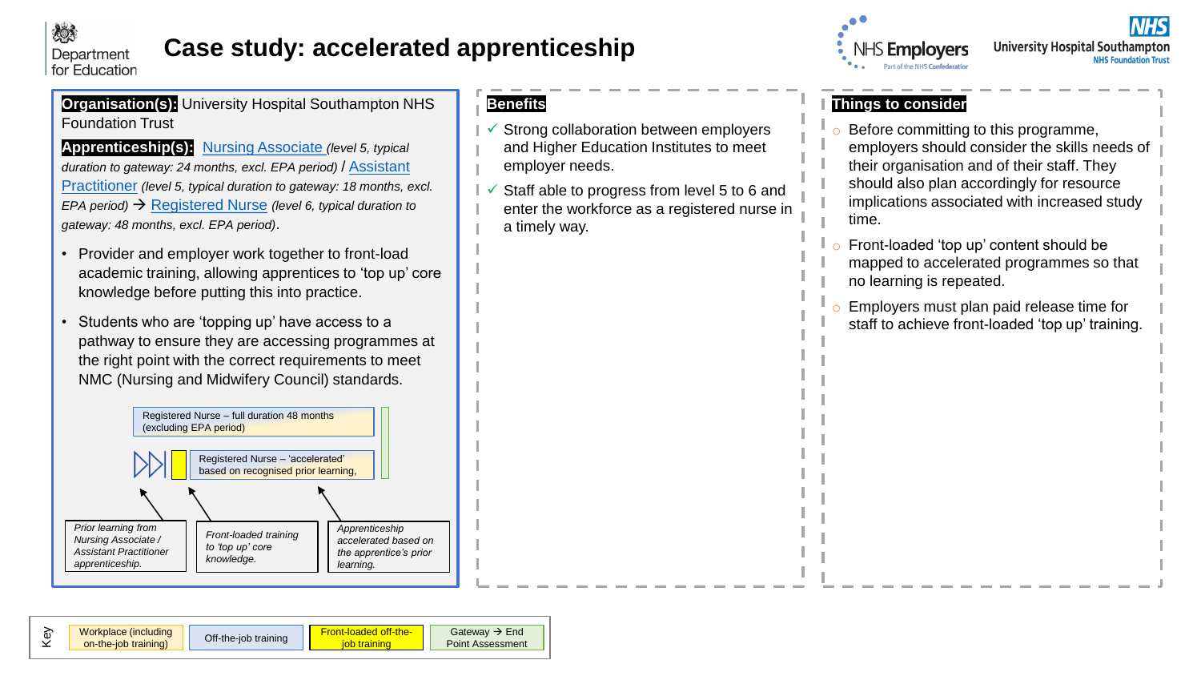# Case study: accelerated apprenticeship

**Organisation(s):** University Hospital Southampton NHS Foundation Trust

**Apprenticeship(s):** Nursing Associate *(level 5, typical duration to gateway: 24 months, excl. EPA period)* / Assistant Practitioner *(level 5, typical duration to gateway: 18 months, excl. EPA period)* → Registered Nurse *(level 6, typical duration to gateway: 48 months, excl. EPA period)*.

- Provider and employer work together to front-load academic training, allowing apprentices to 'top up' core knowledge before putting this into practice.
- Students who are 'topping up' have access to a pathway to ensure they are accessing programmes at the right point with the correct requirements to meet NMC (Nursing and Midwifery Council) standards.

Registered Nurse – full duration 48 months (excluding EPA period)

Registered Nurse – 'accelerated' based on recognised prior learning,

*Prior learning from Nursing Associate / Assistant Practitioner apprenticeship.*

*Front-loaded training to 'top up' core knowledge.*

*Apprenticeship accelerated based on the apprentice's prior learning.*

## Benefits

- ✓ Strong collaboration between employers and Higher Education Institutes to meet employer needs.
- ✓ Staff able to progress from level 5 to 6 and enter the workforce as a registered nurse in a timely way.

## Things to consider

- Before committing to this programme, employers should consider the skills needs of their organisation and of their staff. They should also plan accordingly for resource implications associated with increased study time.
- Front-loaded 'top up' content should be mapped to accelerated programmes so that no learning is repeated.
- Employers must plan paid release time for staff to achieve front-loaded 'top up' training.

Key: Workplace (including on-the-job training) | Off-the-job training | Front-loaded off-the-job training | Gateway → End Point Assessment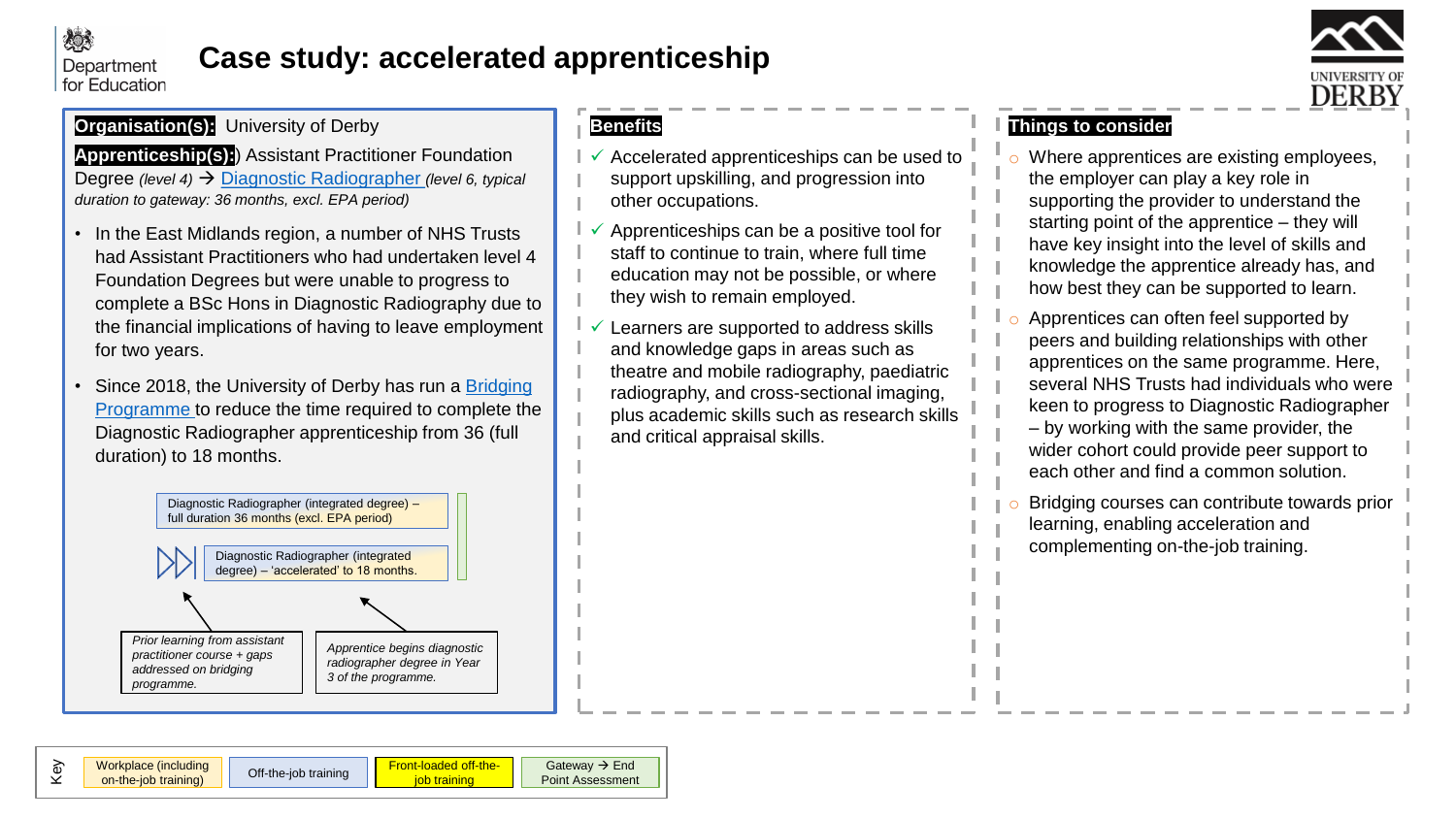# Case study: accelerated apprenticeship

**Organisation(s):** University of Derby

**Apprenticeship(s):** Assistant Practitioner Foundation Degree *(level 4)* → Diagnostic Radiographer *(level 6, typical duration to gateway: 36 months, excl. EPA period)*

- In the East Midlands region, a number of NHS Trusts had Assistant Practitioners who had undertaken level 4 Foundation Degrees but were unable to progress to complete a BSc Hons in Diagnostic Radiography due to the financial implications of having to leave employment for two years.
- Since 2018, the University of Derby has run a Bridging Programme to reduce the time required to complete the Diagnostic Radiographer apprenticeship from 36 (full duration) to 18 months.

Diagnostic Radiographer (integrated degree) – full duration 36 months (excl. EPA period)

Diagnostic Radiographer (integrated degree) – 'accelerated' to 18 months.

*Prior learning from assistant practitioner course + gaps addressed on bridging programme.*

*Apprentice begins diagnostic radiographer degree in Year 3 of the programme.*

## Benefits

- ✓ Accelerated apprenticeships can be used to support upskilling, and progression into other occupations.
- ✓ Apprenticeships can be a positive tool for staff to continue to train, where full time education may not be possible, or where they wish to remain employed.
- ✓ Learners are supported to address skills and knowledge gaps in areas such as theatre and mobile radiography, paediatric radiography, and cross-sectional imaging, plus academic skills such as research skills and critical appraisal skills.

## Things to consider

- Where apprentices are existing employees, the employer can play a key role in supporting the provider to understand the starting point of the apprentice – they will have key insight into the level of skills and knowledge the apprentice already has, and how best they can be supported to learn.
- Apprentices can often feel supported by peers and building relationships with other apprentices on the same programme. Here, several NHS Trusts had individuals who were keen to progress to Diagnostic Radiographer – by working with the same provider, the wider cohort could provide peer support to each other and find a common solution.
- Bridging courses can contribute towards prior learning, enabling acceleration and complementing on-the-job training.

Key: Workplace (including on-the-job training) | Off-the-job training | Front-loaded off-the-job training | Gateway → End Point Assessment